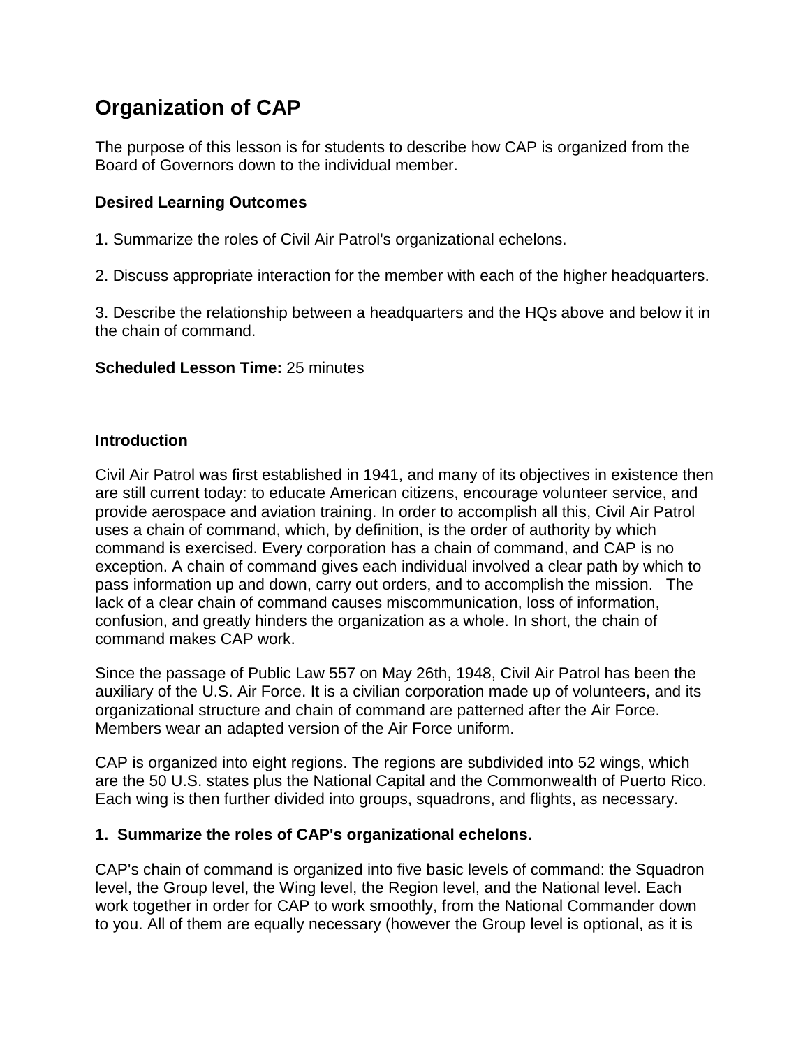# Organization of CAP

The purpose of this lesson is for students to describe how CAP is organized from the Board of Governors down to the individual member.

**Desired Learning Outcomes**

1. Summarize the roles of Civil Air Patrol's organizational echelons.

2. Discuss appropriate interaction for the member with each of the higher headquarters.

3. Describe the relationship between a headquarters and the HQs above and below it in the chain of command.

**Scheduled Lesson Time:** 25 minutes

**Introduction**

Civil Air Patrol was first established in 1941, and many of its objectives in existence then are still current today: to educate American citizens, encourage volunteer service, and provide aerospace and aviation training. In order to accomplish all this, Civil Air Patrol uses a chain of command, which, by definition, is the order of authority by which command is exercised. Every corporation has a chain of command, and CAP is no exception. A chain of command gives each individual involved a clear path by which to pass information up and down, carry out orders, and to accomplish the mission. The lack of a clear chain of command causes miscommunication, loss of information, confusion, and greatly hinders the organization as a whole. In short, the chain of command makes CAP work.

Since the passage of Public Law 557 on May 26th, 1948, Civil Air Patrol has been the auxiliary of the U.S. Air Force. It is a civilian corporation made up of volunteers, and its organizational structure and chain of command are patterned after the Air Force. Members wear an adapted version of the Air Force uniform.

CAP is organized into eight regions. The regions are subdivided into 52 wings, which are the 50 U.S. states plus the National Capital and the Commonwealth of Puerto Rico. Each wing is then further divided into groups, squadrons, and flights, as necessary.

**1. Summarize the roles of CAP's organizational echelons.**

CAP's chain of command is organized into five basic levels of command: the Squadron level, the Group level, the Wing level, the Region level, and the National level. Each work together in order for CAP to work smoothly, from the National Commander down to you. All of them are equally necessary (however the Group level is optional, as it is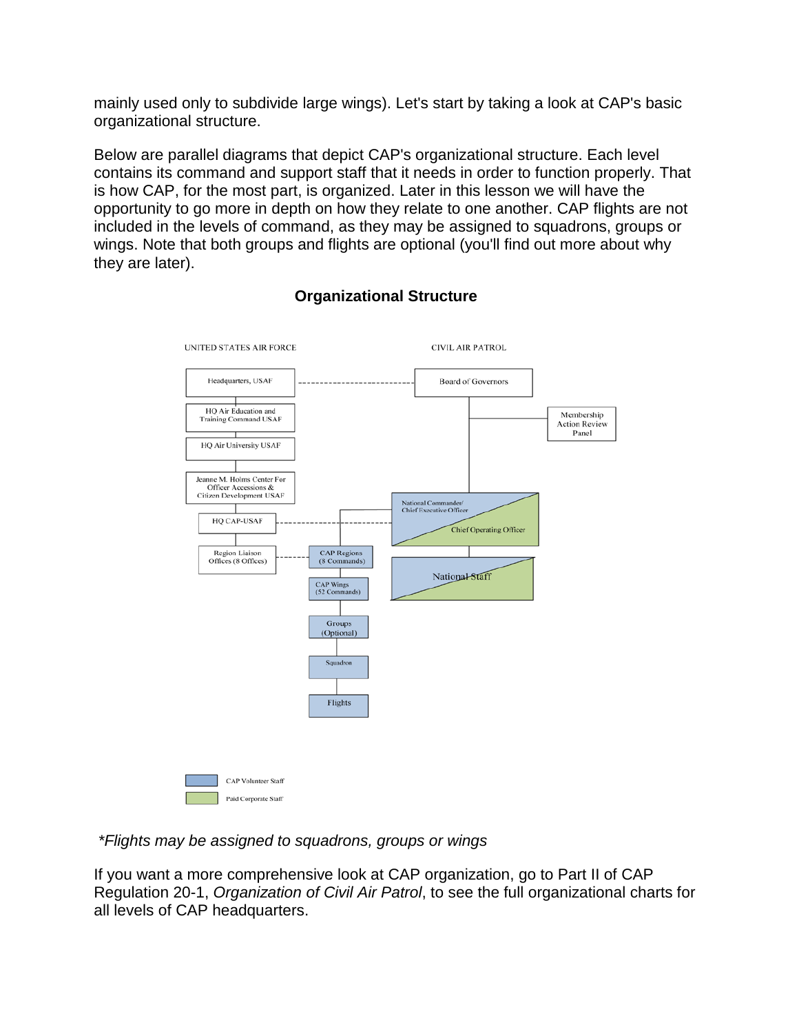mainly used only to subdivide large wings). Let's start by taking a look at CAP's basic organizational structure.

Below are parallel diagrams that depict CAP's organizational structure. Each level contains its command and support staff that it needs in order to function properly. That is how CAP, for the most part, is organized. Later in this lesson we will have the opportunity to go more in depth on how they relate to one another. CAP flights are not included in the levels of command, as they may be assigned to squadrons, groups or wings. Note that both groups and flights are optional (you'll find out more about why they are later).

**Organizational Structure**

UNITED STATES AIR FORCE

- Headquarters, USAF
- HQ Air Education and Training Command USAF
- HQ Air University USAF
- Jeanne M. Holms Center For Officer Accessions & Citizen Development USAF
- HQ CAP-USAF
- Region Liaison Offices (8 Offices)

CIVIL AIR PATROL

- Board of Governors
- Membership Action Review Panel
- National Commander/ Chief Executive Officer
- Chief Operating Officer
- National Staff
- CAP Regions (8 Commands)
- CAP Wings (52 Commands)
- Groups (Optional)
- Squadron
- Flights

CAP Volunteer Staff

Paid Corporate Staff

*\*Flights may be assigned to squadrons, groups or wings*

If you want a more comprehensive look at CAP organization, go to Part II of CAP Regulation 20-1, *Organization of Civil Air Patrol*, to see the full organizational charts for all levels of CAP headquarters.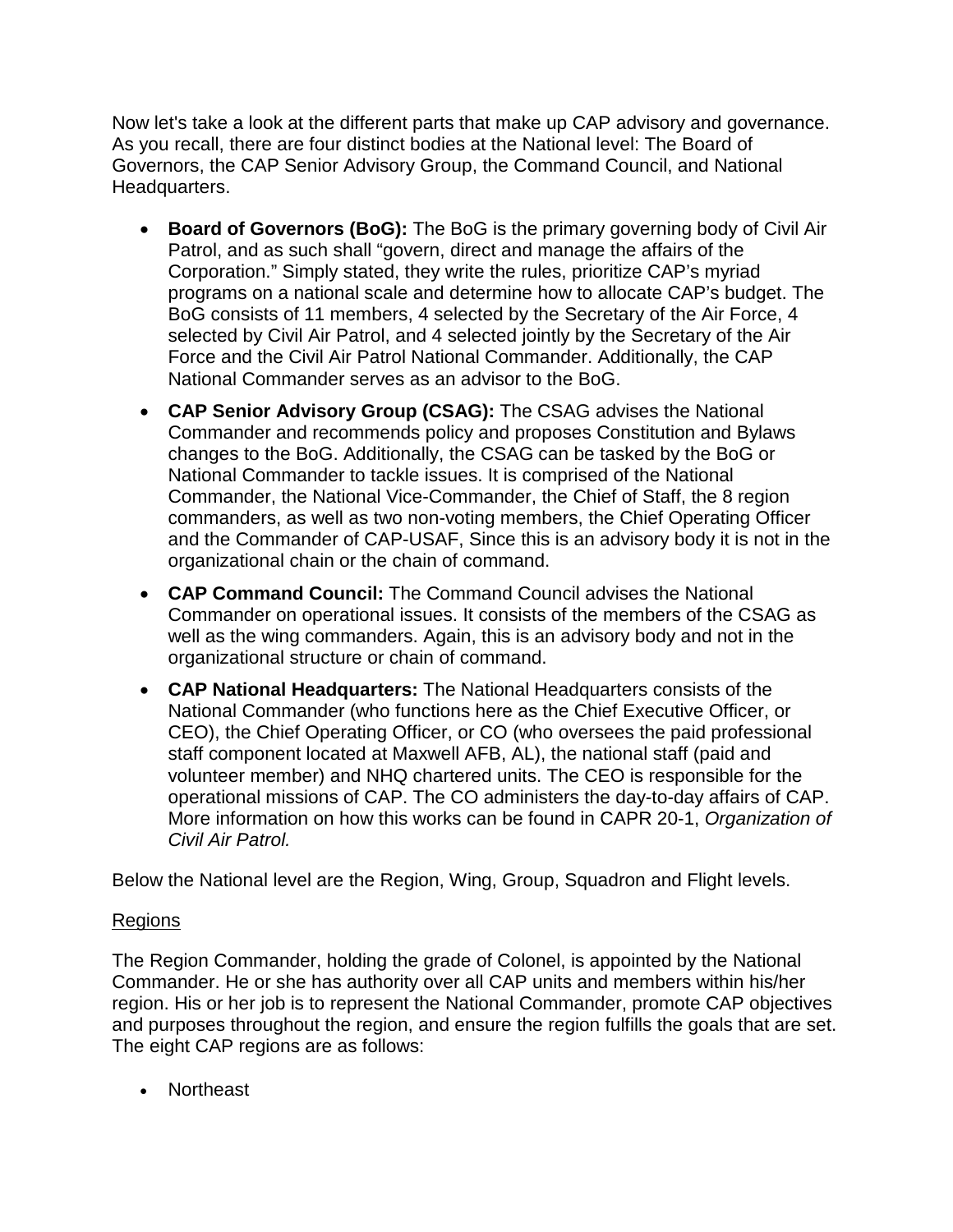Now let's take a look at the different parts that make up CAP advisory and governance. As you recall, there are four distinct bodies at the National level: The Board of Governors, the CAP Senior Advisory Group, the Command Council, and National Headquarters.

- **Board of Governors (BoG):** The BoG is the primary governing body of Civil Air Patrol, and as such shall "govern, direct and manage the affairs of the Corporation." Simply stated, they write the rules, prioritize CAP's myriad programs on a national scale and determine how to allocate CAP's budget. The BoG consists of 11 members, 4 selected by the Secretary of the Air Force, 4 selected by Civil Air Patrol, and 4 selected jointly by the Secretary of the Air Force and the Civil Air Patrol National Commander. Additionally, the CAP National Commander serves as an advisor to the BoG.
- **CAP Senior Advisory Group (CSAG):** The CSAG advises the National Commander and recommends policy and proposes Constitution and Bylaws changes to the BoG. Additionally, the CSAG can be tasked by the BoG or National Commander to tackle issues. It is comprised of the National Commander, the National Vice-Commander, the Chief of Staff, the 8 region commanders, as well as two non-voting members, the Chief Operating Officer and the Commander of CAP-USAF, Since this is an advisory body it is not in the organizational chain or the chain of command.
- **CAP Command Council:** The Command Council advises the National Commander on operational issues. It consists of the members of the CSAG as well as the wing commanders. Again, this is an advisory body and not in the organizational structure or chain of command.
- **CAP National Headquarters:** The National Headquarters consists of the National Commander (who functions here as the Chief Executive Officer, or CEO), the Chief Operating Officer, or CO (who oversees the paid professional staff component located at Maxwell AFB, AL), the national staff (paid and volunteer member) and NHQ chartered units. The CEO is responsible for the operational missions of CAP. The CO administers the day-to-day affairs of CAP. More information on how this works can be found in CAPR 20-1, *Organization of Civil Air Patrol.*

Below the National level are the Region, Wing, Group, Squadron and Flight levels.

Regions

The Region Commander, holding the grade of Colonel, is appointed by the National Commander. He or she has authority over all CAP units and members within his/her region. His or her job is to represent the National Commander, promote CAP objectives and purposes throughout the region, and ensure the region fulfills the goals that are set. The eight CAP regions are as follows:

- Northeast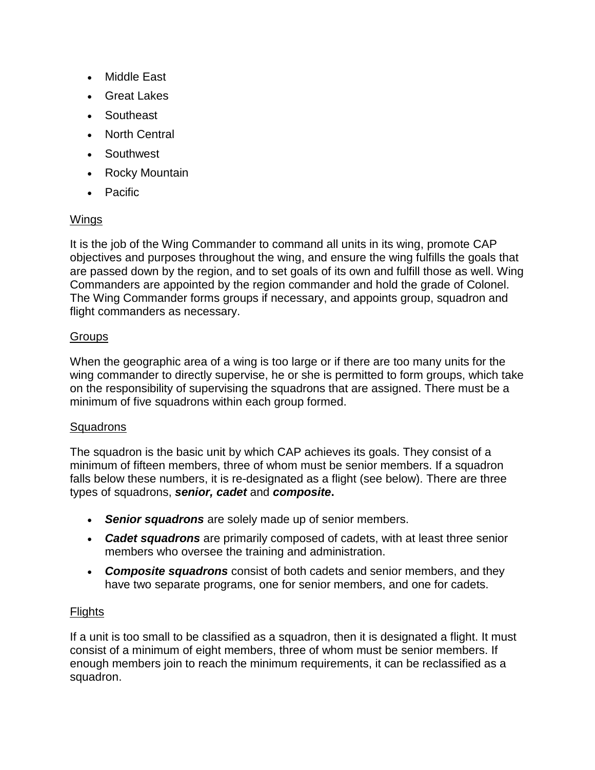- Middle East
- Great Lakes
- Southeast
- North Central
- Southwest
- Rocky Mountain
- Pacific

## Wings

It is the job of the Wing Commander to command all units in its wing, promote CAP objectives and purposes throughout the wing, and ensure the wing fulfills the goals that are passed down by the region, and to set goals of its own and fulfill those as well. Wing Commanders are appointed by the region commander and hold the grade of Colonel. The Wing Commander forms groups if necessary, and appoints group, squadron and flight commanders as necessary.

## Groups

When the geographic area of a wing is too large or if there are too many units for the wing commander to directly supervise, he or she is permitted to form groups, which take on the responsibility of supervising the squadrons that are assigned. There must be a minimum of five squadrons within each group formed.

## Squadrons

The squadron is the basic unit by which CAP achieves its goals. They consist of a minimum of fifteen members, three of whom must be senior members. If a squadron falls below these numbers, it is re-designated as a flight (see below). There are three types of squadrons, ***senior, cadet*** and ***composite*****.**

- ***Senior squadrons*** are solely made up of senior members.
- ***Cadet squadrons*** are primarily composed of cadets, with at least three senior members who oversee the training and administration.
- ***Composite squadrons*** consist of both cadets and senior members, and they have two separate programs, one for senior members, and one for cadets.

## Flights

If a unit is too small to be classified as a squadron, then it is designated a flight. It must consist of a minimum of eight members, three of whom must be senior members. If enough members join to reach the minimum requirements, it can be reclassified as a squadron.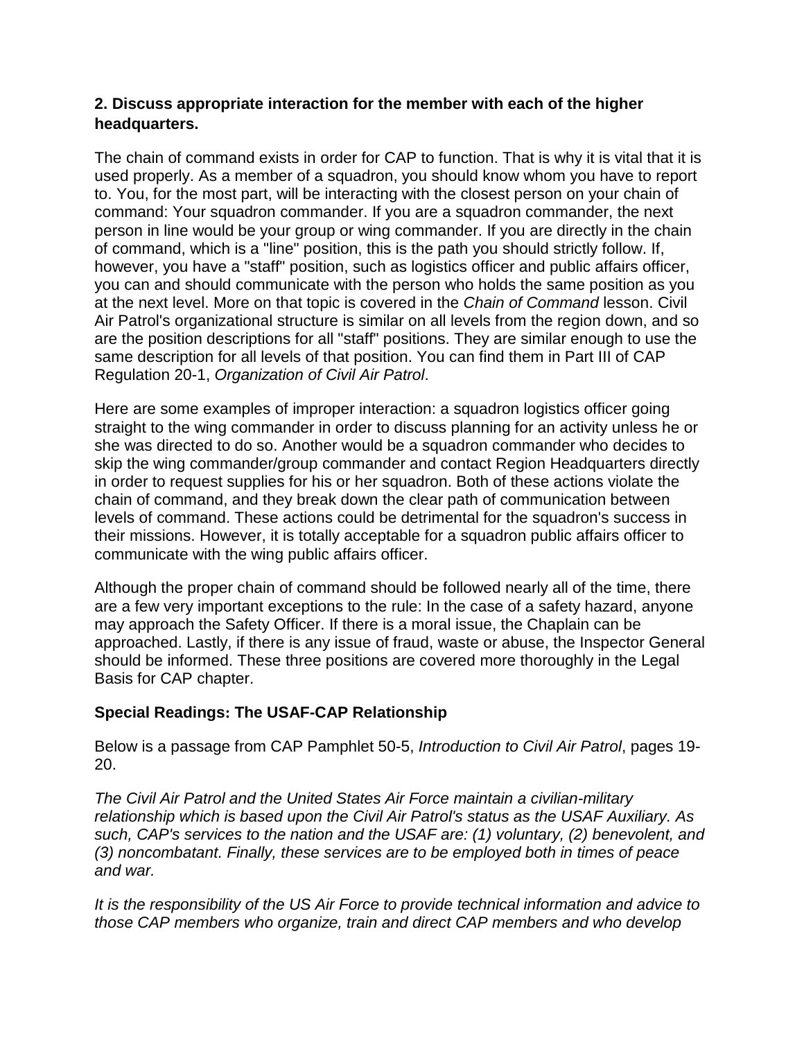### 2. Discuss appropriate interaction for the member with each of the higher headquarters.

The chain of command exists in order for CAP to function. That is why it is vital that it is used properly. As a member of a squadron, you should know whom you have to report to. You, for the most part, will be interacting with the closest person on your chain of command: Your squadron commander. If you are a squadron commander, the next person in line would be your group or wing commander. If you are directly in the chain of command, which is a "line" position, this is the path you should strictly follow. If, however, you have a "staff" position, such as logistics officer and public affairs officer, you can and should communicate with the person who holds the same position as you at the next level. More on that topic is covered in the *Chain of Command* lesson. Civil Air Patrol's organizational structure is similar on all levels from the region down, and so are the position descriptions for all "staff" positions. They are similar enough to use the same description for all levels of that position. You can find them in Part III of CAP Regulation 20-1, *Organization of Civil Air Patrol*.

Here are some examples of improper interaction: a squadron logistics officer going straight to the wing commander in order to discuss planning for an activity unless he or she was directed to do so. Another would be a squadron commander who decides to skip the wing commander/group commander and contact Region Headquarters directly in order to request supplies for his or her squadron. Both of these actions violate the chain of command, and they break down the clear path of communication between levels of command. These actions could be detrimental for the squadron's success in their missions. However, it is totally acceptable for a squadron public affairs officer to communicate with the wing public affairs officer.

Although the proper chain of command should be followed nearly all of the time, there are a few very important exceptions to the rule: In the case of a safety hazard, anyone may approach the Safety Officer. If there is a moral issue, the Chaplain can be approached. Lastly, if there is any issue of fraud, waste or abuse, the Inspector General should be informed. These three positions are covered more thoroughly in the Legal Basis for CAP chapter.

### Special Readings: The USAF-CAP Relationship

Below is a passage from CAP Pamphlet 50-5, *Introduction to Civil Air Patrol*, pages 19-20.

*The Civil Air Patrol and the United States Air Force maintain a civilian-military relationship which is based upon the Civil Air Patrol's status as the USAF Auxiliary. As such, CAP's services to the nation and the USAF are: (1) voluntary, (2) benevolent, and (3) noncombatant. Finally, these services are to be employed both in times of peace and war.*

*It is the responsibility of the US Air Force to provide technical information and advice to those CAP members who organize, train and direct CAP members and who develop*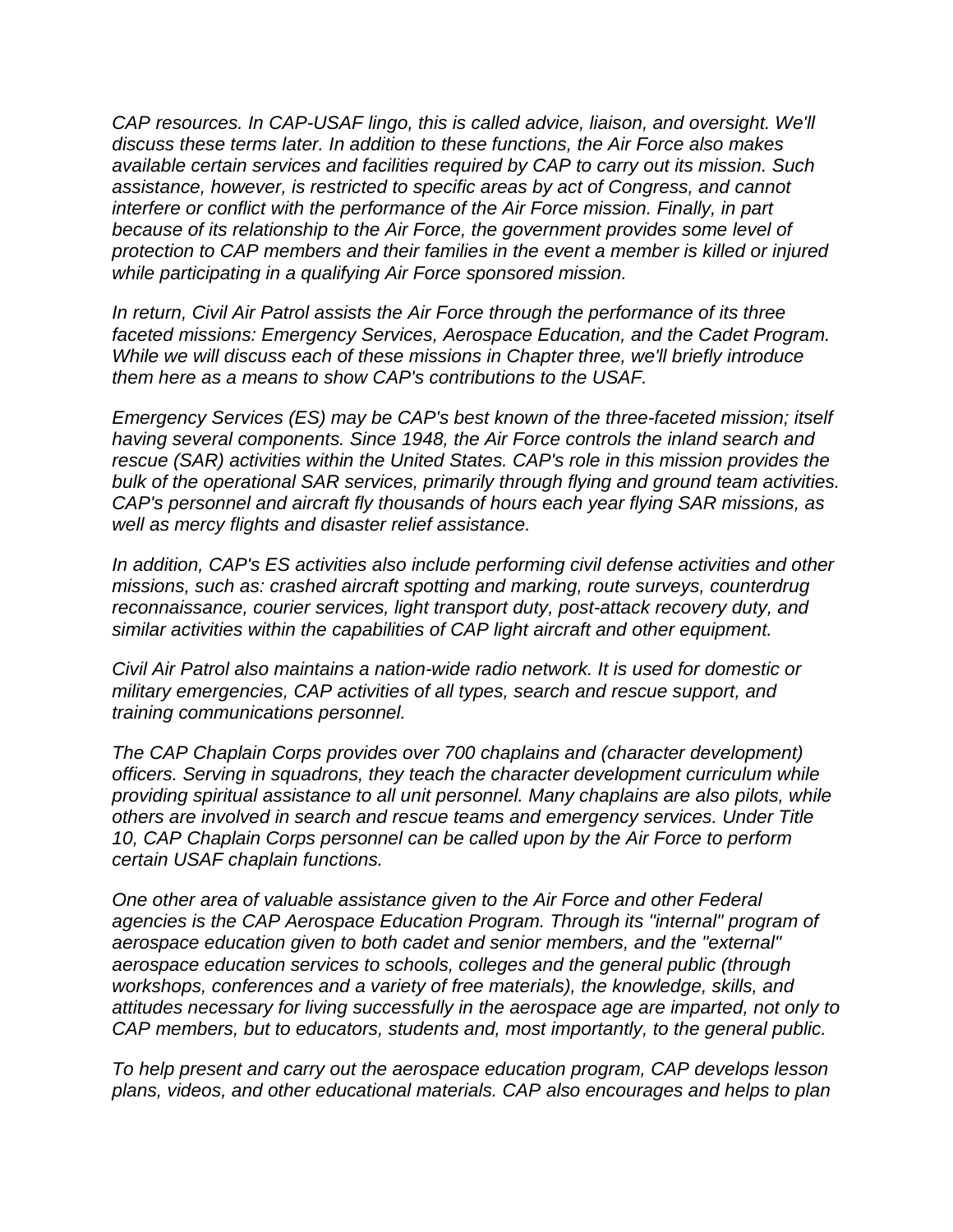*CAP resources. In CAP-USAF lingo, this is called advice, liaison, and oversight. We'll discuss these terms later. In addition to these functions, the Air Force also makes available certain services and facilities required by CAP to carry out its mission. Such assistance, however, is restricted to specific areas by act of Congress, and cannot interfere or conflict with the performance of the Air Force mission. Finally, in part because of its relationship to the Air Force, the government provides some level of protection to CAP members and their families in the event a member is killed or injured while participating in a qualifying Air Force sponsored mission.*

*In return, Civil Air Patrol assists the Air Force through the performance of its three faceted missions: Emergency Services, Aerospace Education, and the Cadet Program. While we will discuss each of these missions in Chapter three, we'll briefly introduce them here as a means to show CAP's contributions to the USAF.*

*Emergency Services (ES) may be CAP's best known of the three-faceted mission; itself having several components. Since 1948, the Air Force controls the inland search and rescue (SAR) activities within the United States. CAP's role in this mission provides the bulk of the operational SAR services, primarily through flying and ground team activities. CAP's personnel and aircraft fly thousands of hours each year flying SAR missions, as well as mercy flights and disaster relief assistance.*

*In addition, CAP's ES activities also include performing civil defense activities and other missions, such as: crashed aircraft spotting and marking, route surveys, counterdrug reconnaissance, courier services, light transport duty, post-attack recovery duty, and similar activities within the capabilities of CAP light aircraft and other equipment.*

*Civil Air Patrol also maintains a nation-wide radio network. It is used for domestic or military emergencies, CAP activities of all types, search and rescue support, and training communications personnel.*

*The CAP Chaplain Corps provides over 700 chaplains and (character development) officers. Serving in squadrons, they teach the character development curriculum while providing spiritual assistance to all unit personnel. Many chaplains are also pilots, while others are involved in search and rescue teams and emergency services. Under Title 10, CAP Chaplain Corps personnel can be called upon by the Air Force to perform certain USAF chaplain functions.*

*One other area of valuable assistance given to the Air Force and other Federal agencies is the CAP Aerospace Education Program. Through its "internal" program of aerospace education given to both cadet and senior members, and the "external" aerospace education services to schools, colleges and the general public (through workshops, conferences and a variety of free materials), the knowledge, skills, and attitudes necessary for living successfully in the aerospace age are imparted, not only to CAP members, but to educators, students and, most importantly, to the general public.*

*To help present and carry out the aerospace education program, CAP develops lesson plans, videos, and other educational materials. CAP also encourages and helps to plan*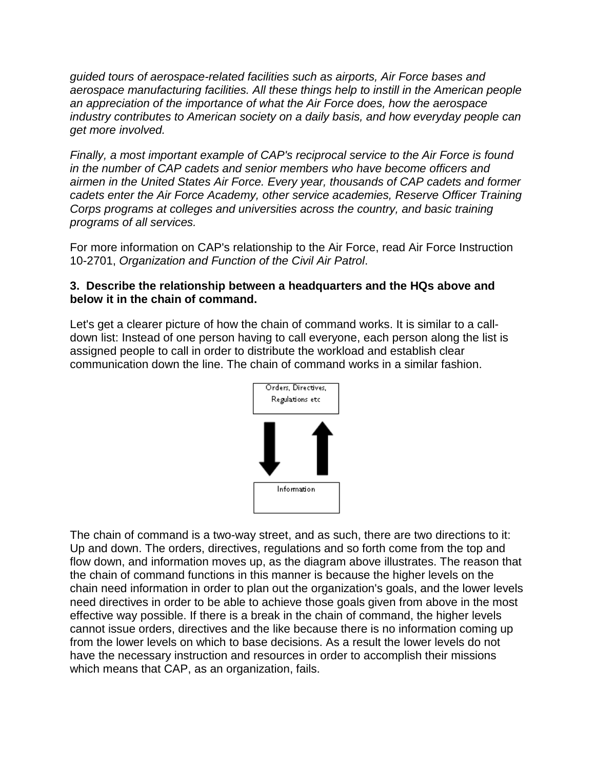*guided tours of aerospace-related facilities such as airports, Air Force bases and aerospace manufacturing facilities. All these things help to instill in the American people an appreciation of the importance of what the Air Force does, how the aerospace industry contributes to American society on a daily basis, and how everyday people can get more involved.*

*Finally, a most important example of CAP's reciprocal service to the Air Force is found in the number of CAP cadets and senior members who have become officers and airmen in the United States Air Force. Every year, thousands of CAP cadets and former cadets enter the Air Force Academy, other service academies, Reserve Officer Training Corps programs at colleges and universities across the country, and basic training programs of all services.*

For more information on CAP's relationship to the Air Force, read Air Force Instruction 10-2701, *Organization and Function of the Civil Air Patrol*.

**3. Describe the relationship between a headquarters and the HQs above and below it in the chain of command.**

Let's get a clearer picture of how the chain of command works. It is similar to a call-down list: Instead of one person having to call everyone, each person along the list is assigned people to call in order to distribute the workload and establish clear communication down the line. The chain of command works in a similar fashion.

Orders, Directives, Regulations etc

Information

The chain of command is a two-way street, and as such, there are two directions to it: Up and down. The orders, directives, regulations and so forth come from the top and flow down, and information moves up, as the diagram above illustrates. The reason that the chain of command functions in this manner is because the higher levels on the chain need information in order to plan out the organization's goals, and the lower levels need directives in order to be able to achieve those goals given from above in the most effective way possible. If there is a break in the chain of command, the higher levels cannot issue orders, directives and the like because there is no information coming up from the lower levels on which to base decisions. As a result the lower levels do not have the necessary instruction and resources in order to accomplish their missions which means that CAP, as an organization, fails.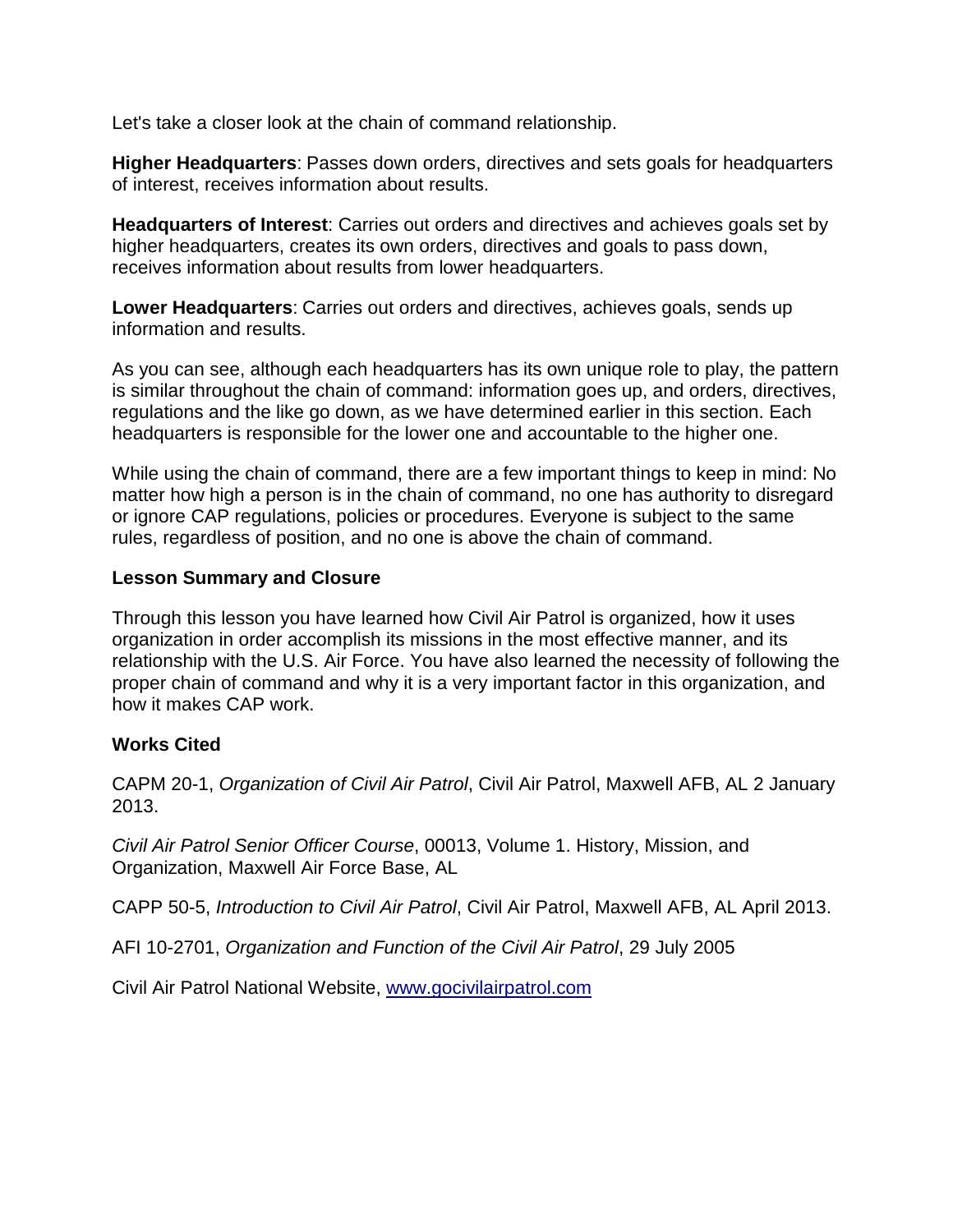Let's take a closer look at the chain of command relationship.

**Higher Headquarters**: Passes down orders, directives and sets goals for headquarters of interest, receives information about results.

**Headquarters of Interest**: Carries out orders and directives and achieves goals set by higher headquarters, creates its own orders, directives and goals to pass down, receives information about results from lower headquarters.

**Lower Headquarters**: Carries out orders and directives, achieves goals, sends up information and results.

As you can see, although each headquarters has its own unique role to play, the pattern is similar throughout the chain of command: information goes up, and orders, directives, regulations and the like go down, as we have determined earlier in this section. Each headquarters is responsible for the lower one and accountable to the higher one.

While using the chain of command, there are a few important things to keep in mind: No matter how high a person is in the chain of command, no one has authority to disregard or ignore CAP regulations, policies or procedures. Everyone is subject to the same rules, regardless of position, and no one is above the chain of command.

**Lesson Summary and Closure**

Through this lesson you have learned how Civil Air Patrol is organized, how it uses organization in order accomplish its missions in the most effective manner, and its relationship with the U.S. Air Force. You have also learned the necessity of following the proper chain of command and why it is a very important factor in this organization, and how it makes CAP work.

**Works Cited**

CAPM 20-1, *Organization of Civil Air Patrol*, Civil Air Patrol, Maxwell AFB, AL 2 January 2013.

*Civil Air Patrol Senior Officer Course*, 00013, Volume 1. History, Mission, and Organization, Maxwell Air Force Base, AL

CAPP 50-5, *Introduction to Civil Air Patrol*, Civil Air Patrol, Maxwell AFB, AL April 2013.

AFI 10-2701, *Organization and Function of the Civil Air Patrol*, 29 July 2005

Civil Air Patrol National Website, www.gocivilairpatrol.com